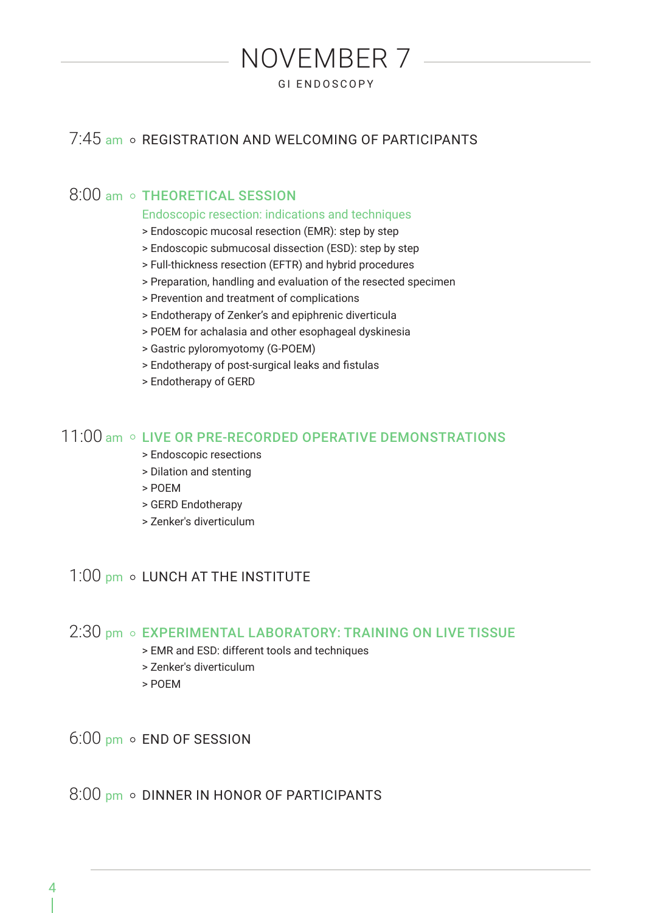# NOVEMBER 7

GI ENDOSCOPY

7:45 am ○ REGISTRATION AND WELCOMING OF PARTICIPANTS

8:00 am ○ **THEORETICAL SESSION**

Endoscopic resection: indications and techniques

> Endoscopic mucosal resection (EMR): step by step
> Endoscopic submucosal dissection (ESD): step by step
> Full-thickness resection (EFTR) and hybrid procedures
> Preparation, handling and evaluation of the resected specimen
> Prevention and treatment of complications
> Endotherapy of Zenker's and epiphrenic diverticula
> POEM for achalasia and other esophageal dyskinesia
> Gastric pyloromyotomy (G-POEM)
> Endotherapy of post-surgical leaks and fistulas
> Endotherapy of GERD

11:00 am ○ **LIVE OR PRE-RECORDED OPERATIVE DEMONSTRATIONS**

> Endoscopic resections
> Dilation and stenting
> POEM
> GERD Endotherapy
> Zenker's diverticulum

1:00 pm ○ LUNCH AT THE INSTITUTE

2:30 pm ○ **EXPERIMENTAL LABORATORY: TRAINING ON LIVE TISSUE**

> EMR and ESD: different tools and techniques
> Zenker's diverticulum
> POEM

6:00 pm ○ END OF SESSION

8:00 pm ○ DINNER IN HONOR OF PARTICIPANTS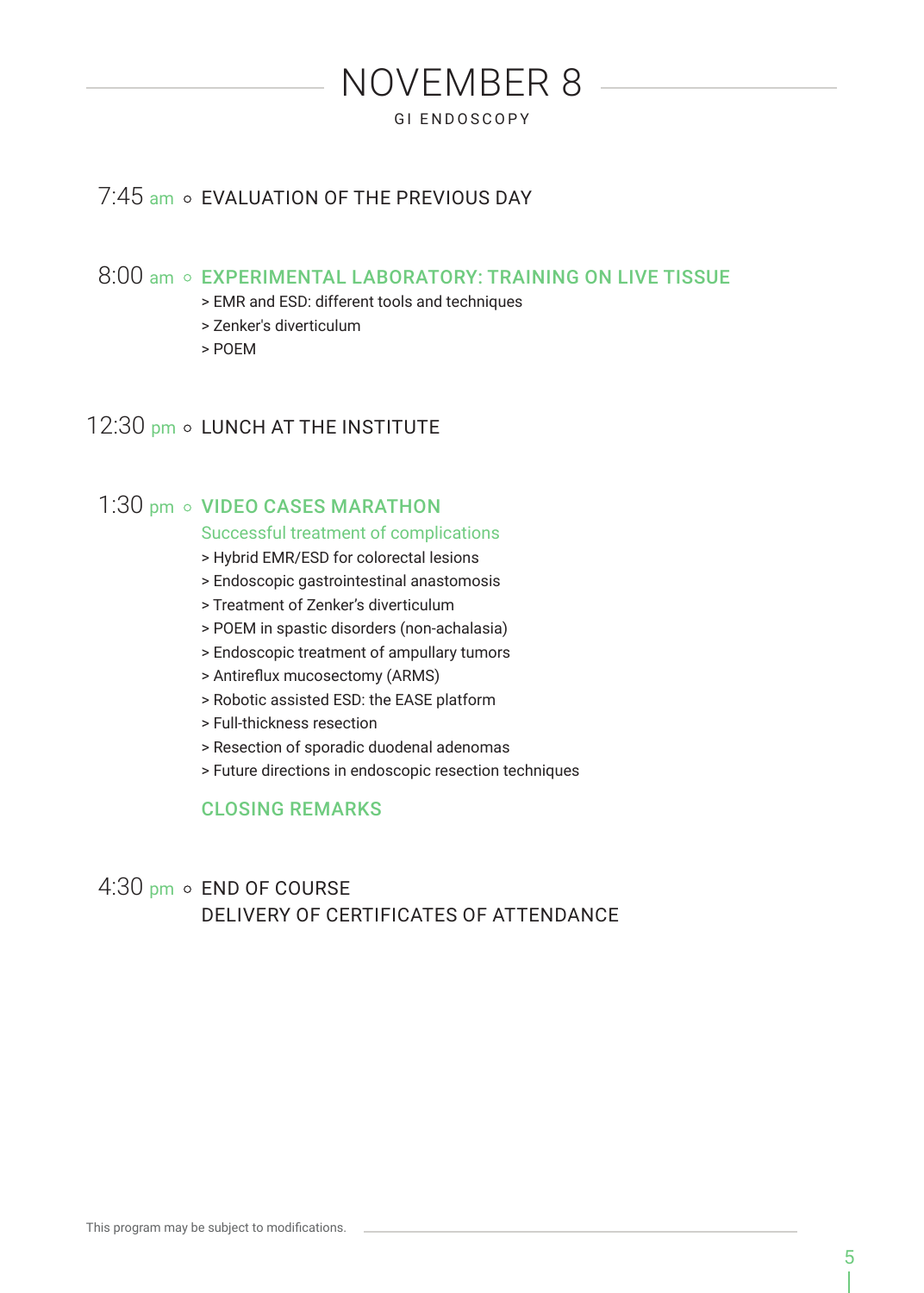# NOVEMBER 8

GI ENDOSCOPY

7:45 am ○ EVALUATION OF THE PREVIOUS DAY

8:00 am ○ **EXPERIMENTAL LABORATORY: TRAINING ON LIVE TISSUE**

> EMR and ESD: different tools and techniques
> Zenker's diverticulum
> POEM

12:30 pm ○ LUNCH AT THE INSTITUTE

1:30 pm ○ **VIDEO CASES MARATHON**

Successful treatment of complications

> Hybrid EMR/ESD for colorectal lesions
> Endoscopic gastrointestinal anastomosis
> Treatment of Zenker's diverticulum
> POEM in spastic disorders (non-achalasia)
> Endoscopic treatment of ampullary tumors
> Antireflux mucosectomy (ARMS)
> Robotic assisted ESD: the EASE platform
> Full-thickness resection
> Resection of sporadic duodenal adenomas
> Future directions in endoscopic resection techniques

**CLOSING REMARKS**

4:30 pm ○ END OF COURSE
DELIVERY OF CERTIFICATES OF ATTENDANCE

This program may be subject to modifications.